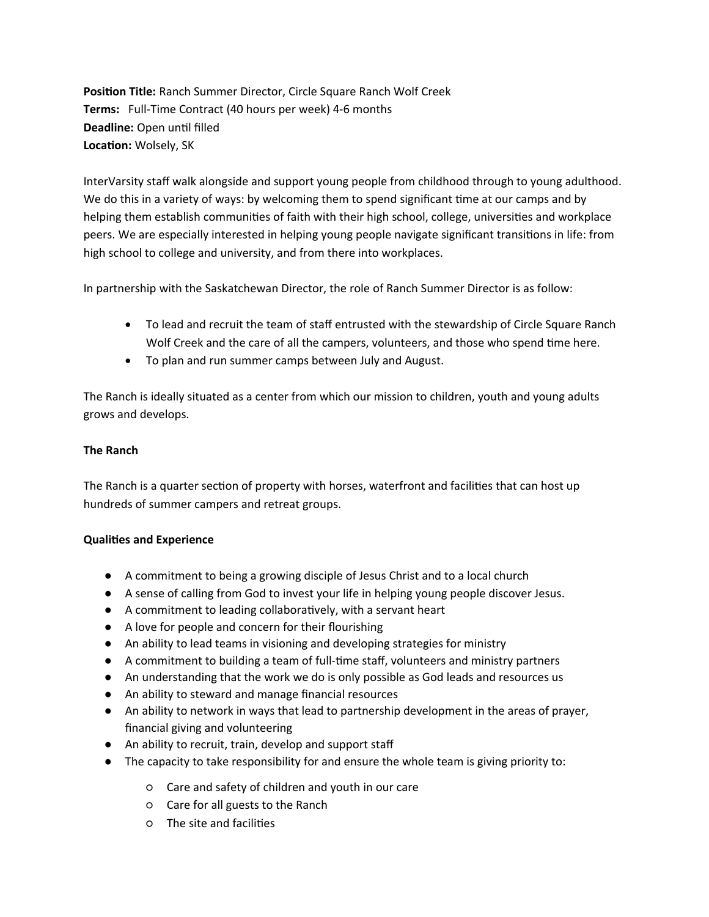**Position Title:** Ranch Summer Director, Circle Square Ranch Wolf Creek
**Terms:** Full-Time Contract (40 hours per week) 4-6 months
**Deadline:** Open until filled
**Location:** Wolsely, SK

InterVarsity staff walk alongside and support young people from childhood through to young adulthood. We do this in a variety of ways: by welcoming them to spend significant time at our camps and by helping them establish communities of faith with their high school, college, universities and workplace peers. We are especially interested in helping young people navigate significant transitions in life: from high school to college and university, and from there into workplaces.

In partnership with the Saskatchewan Director, the role of Ranch Summer Director is as follow:

- To lead and recruit the team of staff entrusted with the stewardship of Circle Square Ranch Wolf Creek and the care of all the campers, volunteers, and those who spend time here.
- To plan and run summer camps between July and August.

The Ranch is ideally situated as a center from which our mission to children, youth and young adults grows and develops.

**The Ranch**

The Ranch is a quarter section of property with horses, waterfront and facilities that can host up hundreds of summer campers and retreat groups.

**Qualities and Experience**

- A commitment to being a growing disciple of Jesus Christ and to a local church
- A sense of calling from God to invest your life in helping young people discover Jesus.
- A commitment to leading collaboratively, with a servant heart
- A love for people and concern for their flourishing
- An ability to lead teams in visioning and developing strategies for ministry
- A commitment to building a team of full-time staff, volunteers and ministry partners
- An understanding that the work we do is only possible as God leads and resources us
- An ability to steward and manage financial resources
- An ability to network in ways that lead to partnership development in the areas of prayer, financial giving and volunteering
- An ability to recruit, train, develop and support staff
- The capacity to take responsibility for and ensure the whole team is giving priority to:
    - Care and safety of children and youth in our care
    - Care for all guests to the Ranch
    - The site and facilities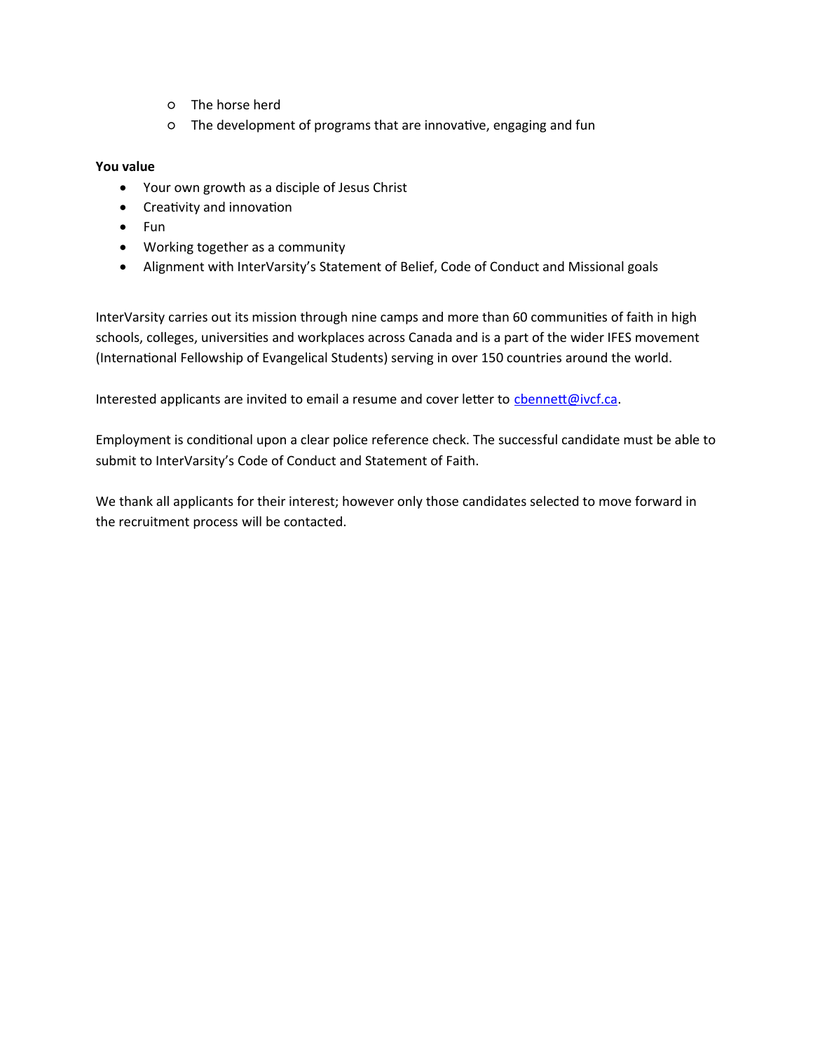- The horse herd
  - The development of programs that are innovative, engaging and fun

**You value**

- Your own growth as a disciple of Jesus Christ
- Creativity and innovation
- Fun
- Working together as a community
- Alignment with InterVarsity's Statement of Belief, Code of Conduct and Missional goals

InterVarsity carries out its mission through nine camps and more than 60 communities of faith in high schools, colleges, universities and workplaces across Canada and is a part of the wider IFES movement (International Fellowship of Evangelical Students) serving in over 150 countries around the world.

Interested applicants are invited to email a resume and cover letter to [cbennett@ivcf.ca](mailto:cbennett@ivcf.ca).

Employment is conditional upon a clear police reference check. The successful candidate must be able to submit to InterVarsity's Code of Conduct and Statement of Faith.

We thank all applicants for their interest; however only those candidates selected to move forward in the recruitment process will be contacted.